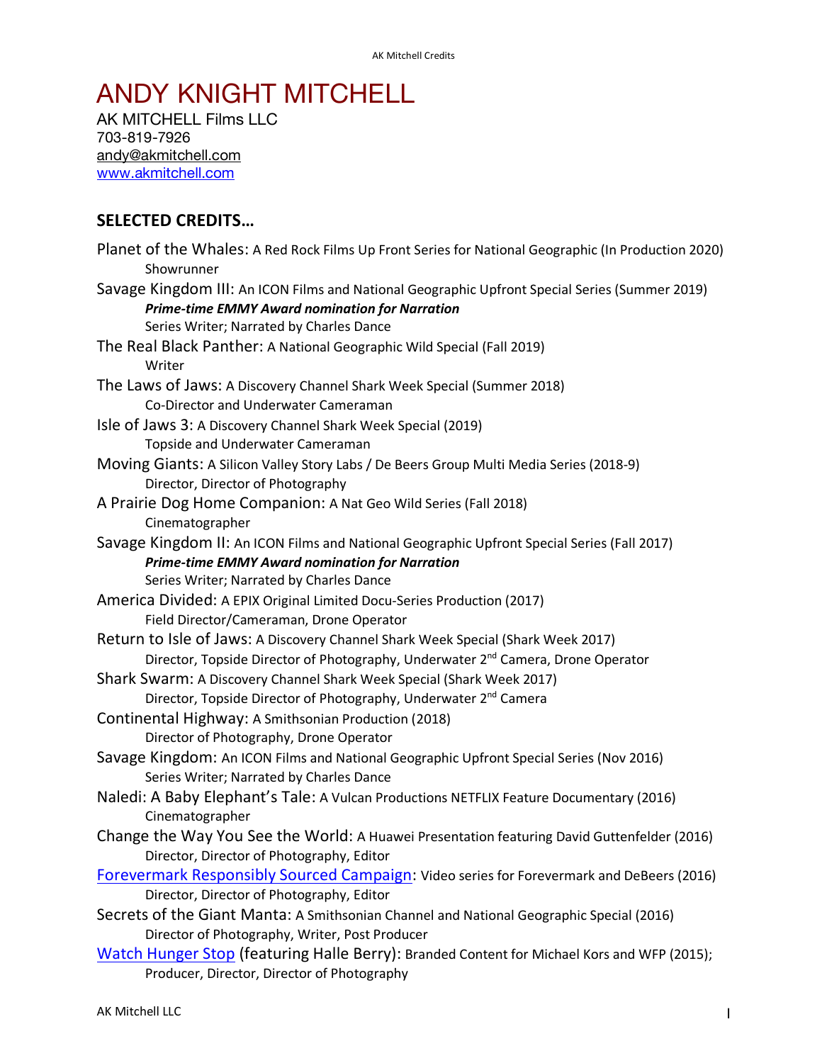# ANDY KNIGHT MITCHELL

AK MITCHELL Films LLC
703-819-7926
andy@akmitchell.com
www.akmitchell.com

## SELECTED CREDITS…

Planet of the Whales: A Red Rock Films Up Front Series for National Geographic (In Production 2020)
Showrunner

Savage Kingdom III: An ICON Films and National Geographic Upfront Special Series (Summer 2019)
***Prime-time EMMY Award nomination for Narration***
Series Writer; Narrated by Charles Dance

The Real Black Panther: A National Geographic Wild Special (Fall 2019)
Writer

The Laws of Jaws: A Discovery Channel Shark Week Special (Summer 2018)
Co-Director and Underwater Cameraman

Isle of Jaws 3: A Discovery Channel Shark Week Special (2019)
Topside and Underwater Cameraman

Moving Giants: A Silicon Valley Story Labs / De Beers Group Multi Media Series (2018-9)
Director, Director of Photography

A Prairie Dog Home Companion: A Nat Geo Wild Series (Fall 2018)
Cinematographer

Savage Kingdom II: An ICON Films and National Geographic Upfront Special Series (Fall 2017)
***Prime-time EMMY Award nomination for Narration***
Series Writer; Narrated by Charles Dance

America Divided: A EPIX Original Limited Docu-Series Production (2017)
Field Director/Cameraman, Drone Operator

Return to Isle of Jaws: A Discovery Channel Shark Week Special (Shark Week 2017)
Director, Topside Director of Photography, Underwater 2nd Camera, Drone Operator

Shark Swarm: A Discovery Channel Shark Week Special (Shark Week 2017)
Director, Topside Director of Photography, Underwater 2nd Camera

Continental Highway: A Smithsonian Production (2018)
Director of Photography, Drone Operator

Savage Kingdom: An ICON Films and National Geographic Upfront Special Series (Nov 2016)
Series Writer; Narrated by Charles Dance

Naledi: A Baby Elephant's Tale: A Vulcan Productions NETFLIX Feature Documentary (2016)
Cinematographer

Change the Way You See the World: A Huawei Presentation featuring David Guttenfelder (2016)
Director, Director of Photography, Editor

Forevermark Responsibly Sourced Campaign: Video series for Forevermark and DeBeers (2016)
Director, Director of Photography, Editor

Secrets of the Giant Manta: A Smithsonian Channel and National Geographic Special (2016)
Director of Photography, Writer, Post Producer

Watch Hunger Stop (featuring Halle Berry): Branded Content for Michael Kors and WFP (2015);
Producer, Director, Director of Photography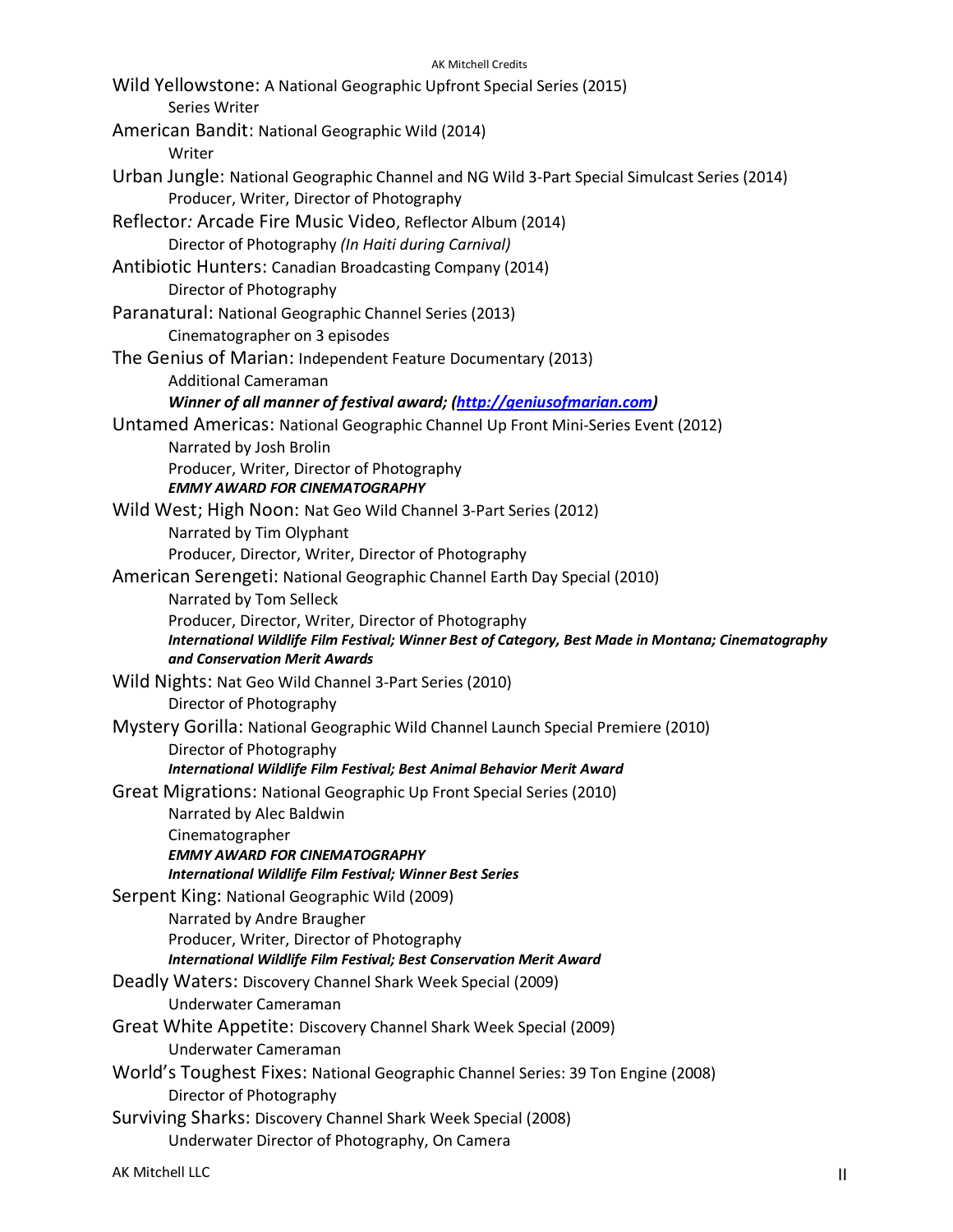Wild Yellowstone: A National Geographic Upfront Special Series (2015)
  Series Writer

American Bandit: National Geographic Wild (2014)
  Writer

Urban Jungle: National Geographic Channel and NG Wild 3-Part Special Simulcast Series (2014)
  Producer, Writer, Director of Photography

Reflector*:* Arcade Fire Music Video, Reflector Album (2014)
  Director of Photography *(In Haiti during Carnival)*

Antibiotic Hunters: Canadian Broadcasting Company (2014)
  Director of Photography

Paranatural: National Geographic Channel Series (2013)
  Cinematographer on 3 episodes

The Genius of Marian: Independent Feature Documentary (2013)
  Additional Cameraman
  ***Winner of all manner of festival award; ([http://geniusofmarian.com](http://geniusofmarian.com))***

Untamed Americas: National Geographic Channel Up Front Mini-Series Event (2012)
  Narrated by Josh Brolin
  Producer, Writer, Director of Photography
  ***EMMY AWARD FOR CINEMATOGRAPHY***

Wild West; High Noon: Nat Geo Wild Channel 3-Part Series (2012)
  Narrated by Tim Olyphant
  Producer, Director, Writer, Director of Photography

American Serengeti: National Geographic Channel Earth Day Special (2010)
  Narrated by Tom Selleck
  Producer, Director, Writer, Director of Photography
  ***International Wildlife Film Festival; Winner Best of Category, Best Made in Montana; Cinematography and Conservation Merit Awards***

Wild Nights: Nat Geo Wild Channel 3-Part Series (2010)
  Director of Photography

Mystery Gorilla: National Geographic Wild Channel Launch Special Premiere (2010)
  Director of Photography
  ***International Wildlife Film Festival; Best Animal Behavior Merit Award***

Great Migrations: National Geographic Up Front Special Series (2010)
  Narrated by Alec Baldwin
  Cinematographer
  ***EMMY AWARD FOR CINEMATOGRAPHY***
  ***International Wildlife Film Festival; Winner Best Series***

Serpent King: National Geographic Wild (2009)
  Narrated by Andre Braugher
  Producer, Writer, Director of Photography
  ***International Wildlife Film Festival; Best Conservation Merit Award***

Deadly Waters: Discovery Channel Shark Week Special (2009)
  Underwater Cameraman

Great White Appetite: Discovery Channel Shark Week Special (2009)
  Underwater Cameraman

World's Toughest Fixes: National Geographic Channel Series: 39 Ton Engine (2008)
  Director of Photography

Surviving Sharks: Discovery Channel Shark Week Special (2008)
  Underwater Director of Photography, On Camera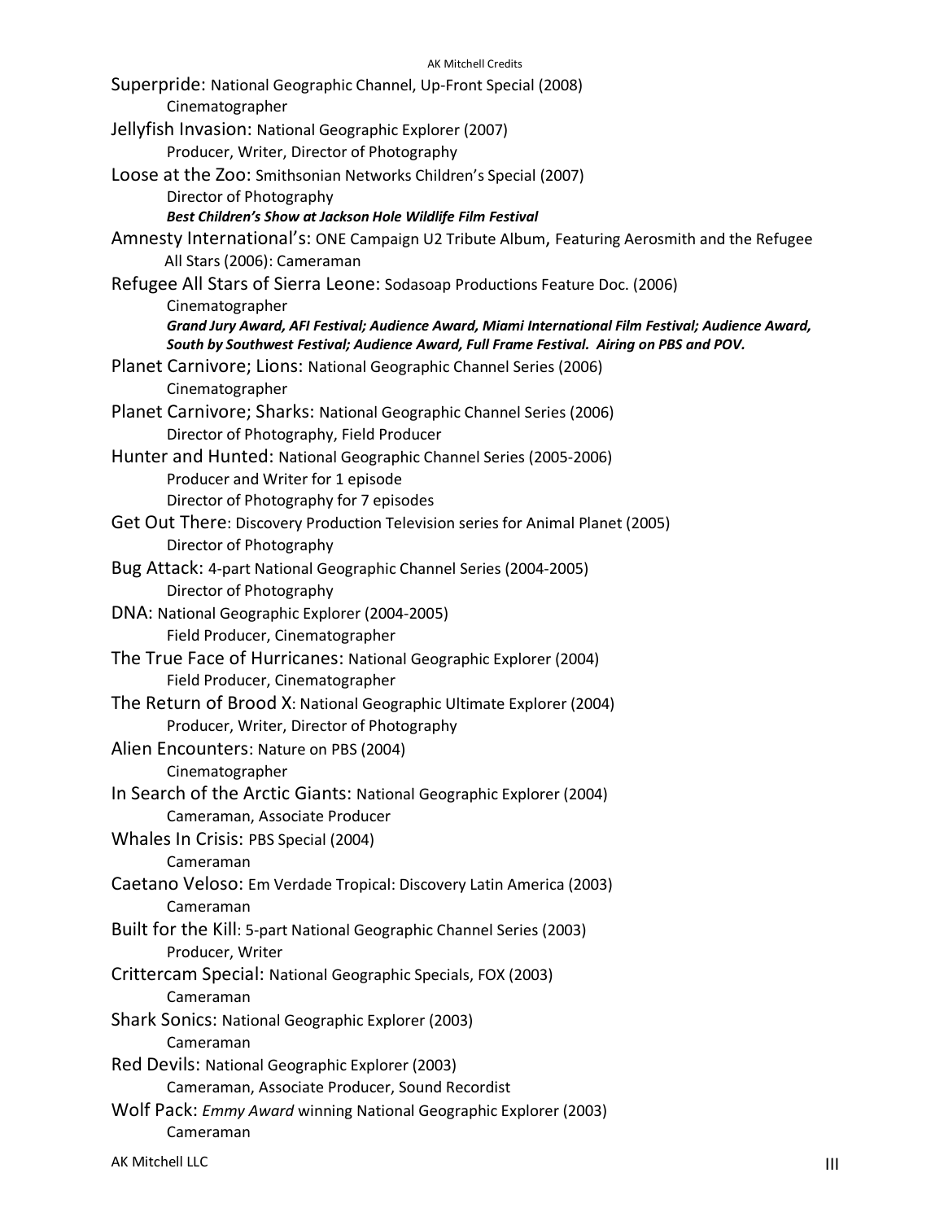Superpride: National Geographic Channel, Up-Front Special (2008)
Cinematographer

Jellyfish Invasion: National Geographic Explorer (2007)
Producer, Writer, Director of Photography

Loose at the Zoo: Smithsonian Networks Children's Special (2007)
Director of Photography
***Best Children's Show at Jackson Hole Wildlife Film Festival***

Amnesty International's: ONE Campaign U2 Tribute Album, Featuring Aerosmith and the Refugee All Stars (2006): Cameraman

Refugee All Stars of Sierra Leone: Sodasoap Productions Feature Doc. (2006)
Cinematographer
***Grand Jury Award, AFI Festival; Audience Award, Miami International Film Festival; Audience Award, South by Southwest Festival; Audience Award, Full Frame Festival. Airing on PBS and POV.***

Planet Carnivore; Lions: National Geographic Channel Series (2006)
Cinematographer

Planet Carnivore; Sharks: National Geographic Channel Series (2006)
Director of Photography, Field Producer

Hunter and Hunted: National Geographic Channel Series (2005-2006)
Producer and Writer for 1 episode
Director of Photography for 7 episodes

Get Out There: Discovery Production Television series for Animal Planet (2005)
Director of Photography

Bug Attack: 4-part National Geographic Channel Series (2004-2005)
Director of Photography

DNA: National Geographic Explorer (2004-2005)
Field Producer, Cinematographer

The True Face of Hurricanes: National Geographic Explorer (2004)
Field Producer, Cinematographer

The Return of Brood X: National Geographic Ultimate Explorer (2004)
Producer, Writer, Director of Photography

Alien Encounters: Nature on PBS (2004)
Cinematographer

In Search of the Arctic Giants: National Geographic Explorer (2004)
Cameraman, Associate Producer

Whales In Crisis: PBS Special (2004)
Cameraman

Caetano Veloso: Em Verdade Tropical: Discovery Latin America (2003)
Cameraman

Built for the Kill: 5-part National Geographic Channel Series (2003)
Producer, Writer

Crittercam Special: National Geographic Specials, FOX (2003)
Cameraman

Shark Sonics: National Geographic Explorer (2003)
Cameraman

Red Devils: National Geographic Explorer (2003)
Cameraman, Associate Producer, Sound Recordist

Wolf Pack: *Emmy Award* winning National Geographic Explorer (2003)
Cameraman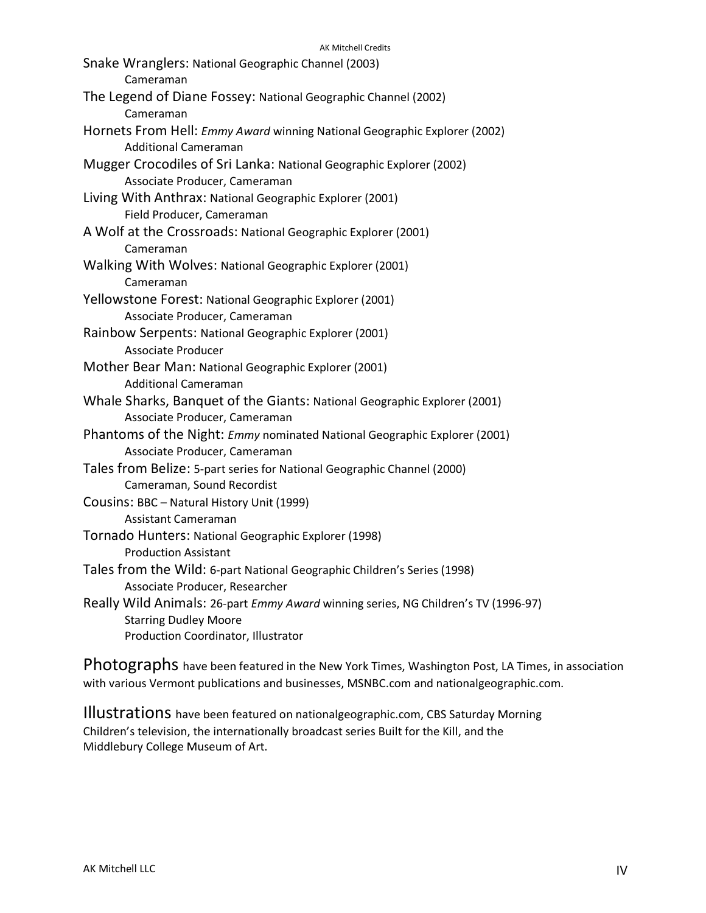Snake Wranglers: National Geographic Channel (2003)
Cameraman

The Legend of Diane Fossey: National Geographic Channel (2002)
Cameraman

Hornets From Hell: *Emmy Award* winning National Geographic Explorer (2002)
Additional Cameraman

Mugger Crocodiles of Sri Lanka: National Geographic Explorer (2002)
Associate Producer, Cameraman

Living With Anthrax: National Geographic Explorer (2001)
Field Producer, Cameraman

A Wolf at the Crossroads: National Geographic Explorer (2001)
Cameraman

Walking With Wolves: National Geographic Explorer (2001)
Cameraman

Yellowstone Forest: National Geographic Explorer (2001)
Associate Producer, Cameraman

Rainbow Serpents: National Geographic Explorer (2001)
Associate Producer

Mother Bear Man: National Geographic Explorer (2001)
Additional Cameraman

Whale Sharks, Banquet of the Giants: National Geographic Explorer (2001)
Associate Producer, Cameraman

Phantoms of the Night: *Emmy* nominated National Geographic Explorer (2001)
Associate Producer, Cameraman

Tales from Belize: 5-part series for National Geographic Channel (2000)
Cameraman, Sound Recordist

Cousins: BBC – Natural History Unit (1999)
Assistant Cameraman

Tornado Hunters: National Geographic Explorer (1998)
Production Assistant

Tales from the Wild: 6-part National Geographic Children's Series (1998)
Associate Producer, Researcher

Really Wild Animals: 26-part *Emmy Award* winning series, NG Children's TV (1996-97)
Starring Dudley Moore
Production Coordinator, Illustrator

**Photographs** have been featured in the New York Times, Washington Post, LA Times, in association with various Vermont publications and businesses, MSNBC.com and nationalgeographic.com.

**Illustrations** have been featured on nationalgeographic.com, CBS Saturday Morning Children's television, the internationally broadcast series Built for the Kill, and the Middlebury College Museum of Art.